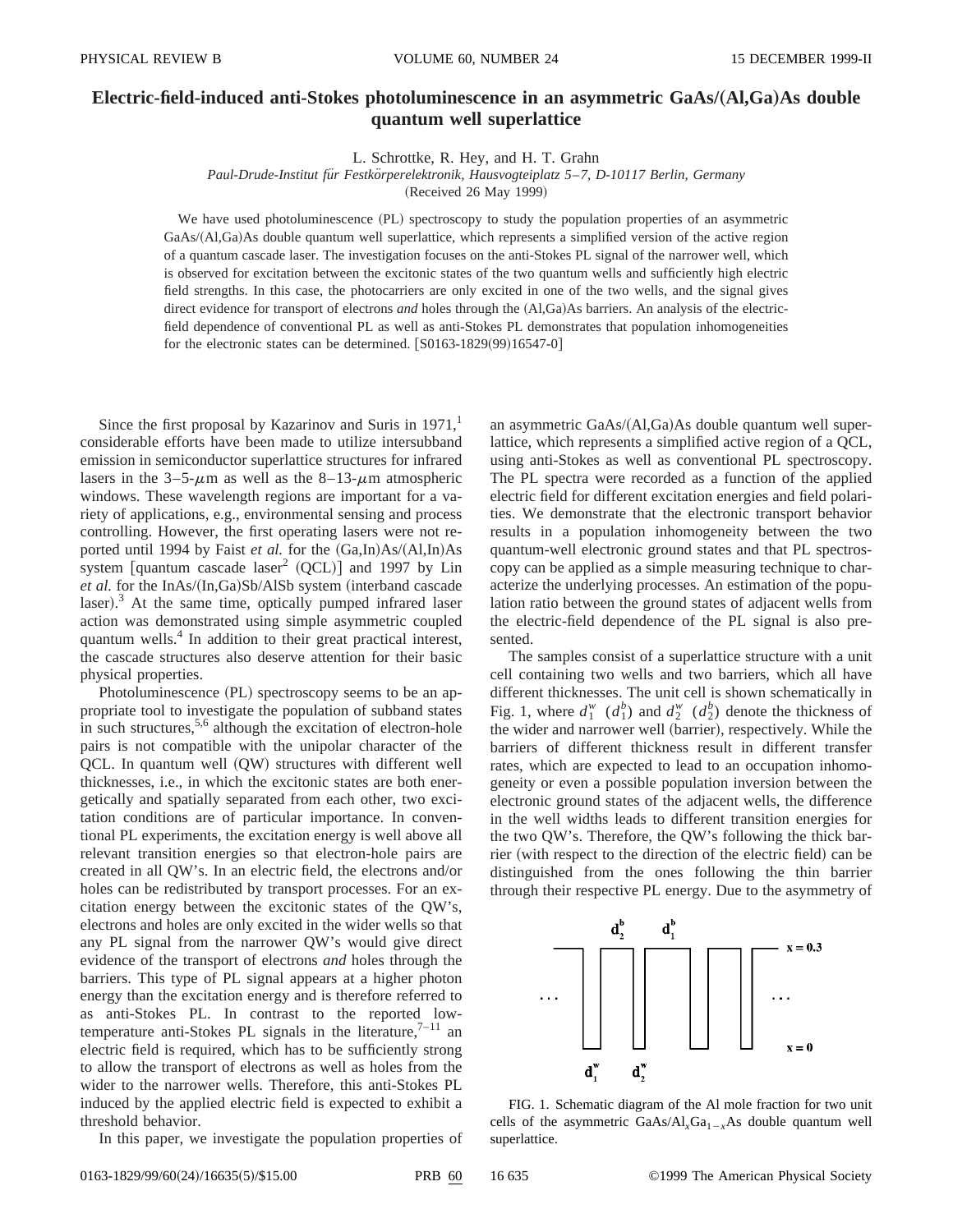# Electric-field-induced anti-Stokes photoluminescence in an asymmetric GaAs/(Al,Ga)As double quantum well superlattice

L. Schrottke, R. Hey, and H. T. Grahn

*Paul-Drude-Institut für Festkörperelektronik, Hausvogteiplatz 5–7, D-10117 Berlin, Germany*

(Received 26 May 1999)

We have used photoluminescence (PL) spectroscopy to study the population properties of an asymmetric GaAs/(Al,Ga)As double quantum well superlattice, which represents a simplified version of the active region of a quantum cascade laser. The investigation focuses on the anti-Stokes PL signal of the narrower well, which is observed for excitation between the excitonic states of the two quantum wells and sufficiently high electric field strengths. In this case, the photocarriers are only excited in one of the two wells, and the signal gives direct evidence for transport of electrons *and* holes through the (Al,Ga)As barriers. An analysis of the electric-field dependence of conventional PL as well as anti-Stokes PL demonstrates that population inhomogeneities for the electronic states can be determined. [S0163-1829(99)16547-0]

Since the first proposal by Kazarinov and Suris in 1971,[1] considerable efforts have been made to utilize intersubband emission in semiconductor superlattice structures for infrared lasers in the 3–5-$\mu$m as well as the 8–13-$\mu$m atmospheric windows. These wavelength regions are important for a variety of applications, e.g., environmental sensing and process controlling. However, the first operating lasers were not reported until 1994 by Faist *et al.* for the (Ga,In)As/(Al,In)As system [quantum cascade laser[2] (QCL)] and 1997 by Lin *et al.* for the InAs/(In,Ga)Sb/AlSb system (interband cascade laser).[3] At the same time, optically pumped infrared laser action was demonstrated using simple asymmetric coupled quantum wells.[4] In addition to their great practical interest, the cascade structures also deserve attention for their basic physical properties.

Photoluminescence (PL) spectroscopy seems to be an appropriate tool to investigate the population of subband states in such structures,[5,6] although the excitation of electron-hole pairs is not compatible with the unipolar character of the QCL. In quantum well (QW) structures with different well thicknesses, i.e., in which the excitonic states are both energetically and spatially separated from each other, two excitation conditions are of particular importance. In conventional PL experiments, the excitation energy is well above all relevant transition energies so that electron-hole pairs are created in all QW's. In an electric field, the electrons and/or holes can be redistributed by transport processes. For an excitation energy between the excitonic states of the QW's, electrons and holes are only excited in the wider wells so that any PL signal from the narrower QW's would give direct evidence of the transport of electrons *and* holes through the barriers. This type of PL signal appears at a higher photon energy than the excitation energy and is therefore referred to as anti-Stokes PL. In contrast to the reported low-temperature anti-Stokes PL signals in the literature,[7–11] an electric field is required, which has to be sufficiently strong to allow the transport of electrons as well as holes from the wider to the narrower wells. Therefore, this anti-Stokes PL induced by the applied electric field is expected to exhibit a threshold behavior.

In this paper, we investigate the population properties of an asymmetric GaAs/(Al,Ga)As double quantum well superlattice, which represents a simplified active region of a QCL, using anti-Stokes as well as conventional PL spectroscopy. The PL spectra were recorded as a function of the applied electric field for different excitation energies and field polarities. We demonstrate that the electronic transport behavior results in a population inhomogeneity between the two quantum-well electronic ground states and that PL spectroscopy can be applied as a simple measuring technique to characterize the underlying processes. An estimation of the population ratio between the ground states of adjacent wells from the electric-field dependence of the PL signal is also presented.

The samples consist of a superlattice structure with a unit cell containing two wells and two barriers, which all have different thicknesses. The unit cell is shown schematically in Fig. 1, where $d_1^w$ ($d_1^b$) and $d_2^w$ ($d_2^b$) denote the thickness of the wider and narrower well (barrier), respectively. While the barriers of different thickness result in different transfer rates, which are expected to lead to an occupation inhomogeneity or even a possible population inversion between the electronic ground states of the adjacent wells, the difference in the well widths leads to different transition energies for the two QW's. Therefore, the QW's following the thick barrier (with respect to the direction of the electric field) can be distinguished from the ones following the thin barrier through their respective PL energy. Due to the asymmetry of

FIG. 1. Schematic diagram of the Al mole fraction for two unit cells of the asymmetric GaAs/Al$_x$Ga$_{1-x}$As double quantum well superlattice.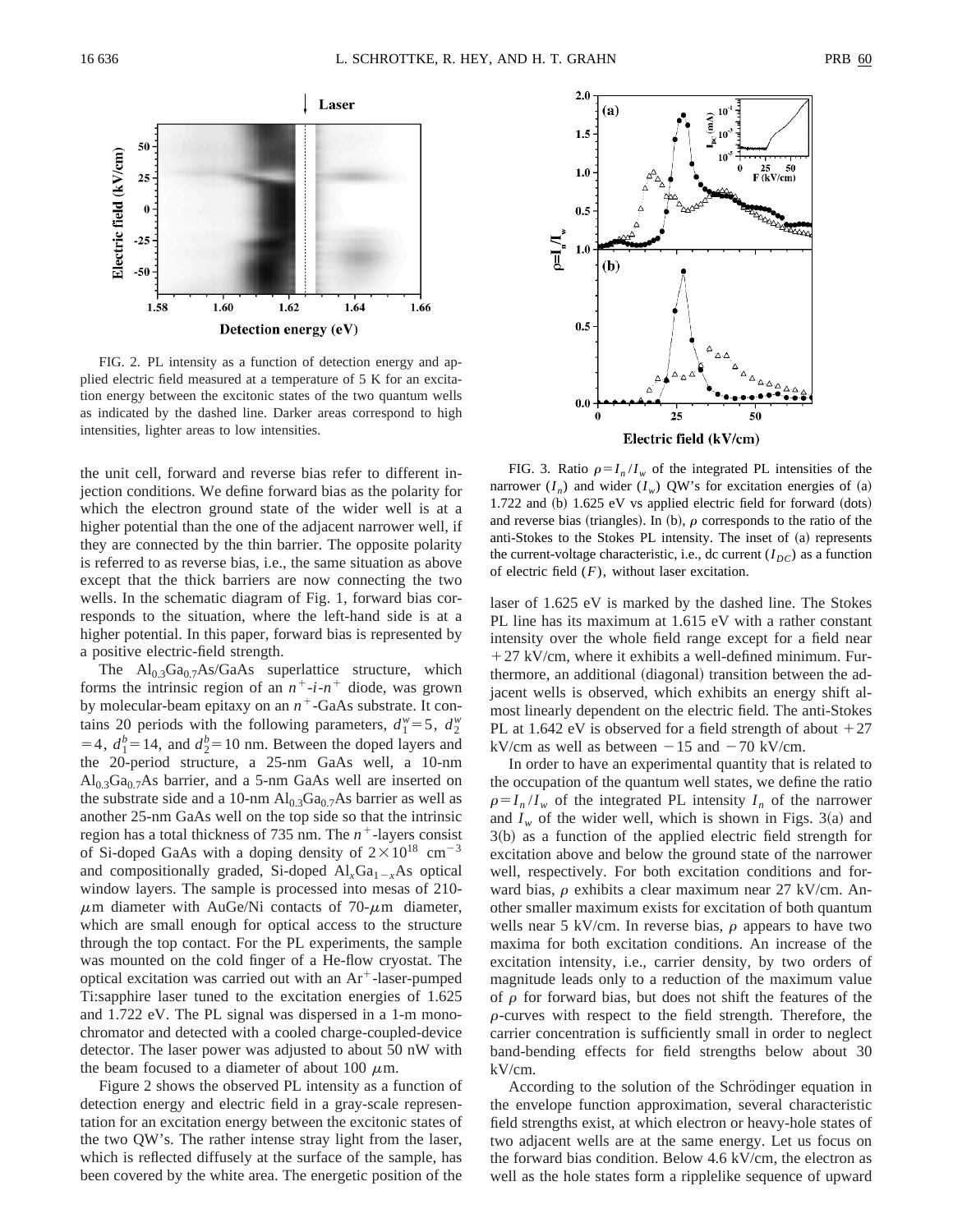FIG. 2. PL intensity as a function of detection energy and applied electric field measured at a temperature of 5 K for an excitation energy between the excitonic states of the two quantum wells as indicated by the dashed line. Darker areas correspond to high intensities, lighter areas to low intensities.

FIG. 3. Ratio $\rho = I_n/I_w$ of the integrated PL intensities of the narrower ($I_n$) and wider ($I_w$) QW's for excitation energies of (a) 1.722 and (b) 1.625 eV vs applied electric field for forward (dots) and reverse bias (triangles). In (b), $\rho$ corresponds to the ratio of the anti-Stokes to the Stokes PL intensity. The inset of (a) represents the current-voltage characteristic, i.e., dc current ($I_{DC}$) as a function of electric field ($F$), without laser excitation.

the unit cell, forward and reverse bias refer to different injection conditions. We define forward bias as the polarity for which the electron ground state of the wider well is at a higher potential than the one of the adjacent narrower well, if they are connected by the thin barrier. The opposite polarity is referred to as reverse bias, i.e., the same situation as above except that the thick barriers are now connecting the two wells. In the schematic diagram of Fig. 1, forward bias corresponds to the situation, where the left-hand side is at a higher potential. In this paper, forward bias is represented by a positive electric-field strength.

The $Al_{0.3}Ga_{0.7}As$/GaAs superlattice structure, which forms the intrinsic region of an $n^+$-$i$-$n^+$ diode, was grown by molecular-beam epitaxy on an $n^+$-GaAs substrate. It contains 20 periods with the following parameters, $d_1^w = 5$, $d_2^w = 4$, $d_1^b = 14$, and $d_2^b = 10$ nm. Between the doped layers and the 20-period structure, a 25-nm GaAs well, a 10-nm $Al_{0.3}Ga_{0.7}As$ barrier, and a 5-nm GaAs well are inserted on the substrate side and a 10-nm $Al_{0.3}Ga_{0.7}As$ barrier as well as another 25-nm GaAs well on the top side so that the intrinsic region has a total thickness of 735 nm. The $n^+$-layers consist of Si-doped GaAs with a doping density of $2 \times 10^{18}$ cm$^{-3}$ and compositionally graded, Si-doped $Al_xGa_{1-x}As$ optical window layers. The sample is processed into mesas of 210-$\mu$m diameter with AuGe/Ni contacts of 70-$\mu$m diameter, which are small enough for optical access to the structure through the top contact. For the PL experiments, the sample was mounted on the cold finger of a He-flow cryostat. The optical excitation was carried out with an $Ar^+$-laser-pumped Ti:sapphire laser tuned to the excitation energies of 1.625 and 1.722 eV. The PL signal was dispersed in a 1-m monochromator and detected with a cooled charge-coupled-device detector. The laser power was adjusted to about 50 nW with the beam focused to a diameter of about 100 $\mu$m.

Figure 2 shows the observed PL intensity as a function of detection energy and electric field in a gray-scale representation for an excitation energy between the excitonic states of the two QW's. The rather intense stray light from the laser, which is reflected diffusely at the surface of the sample, has been covered by the white area. The energetic position of the laser of 1.625 eV is marked by the dashed line. The Stokes PL line has its maximum at 1.615 eV with a rather constant intensity over the whole field range except for a field near +27 kV/cm, where it exhibits a well-defined minimum. Furthermore, an additional (diagonal) transition between the adjacent wells is observed, which exhibits an energy shift almost linearly dependent on the electric field. The anti-Stokes PL at 1.642 eV is observed for a field strength of about +27 kV/cm as well as between −15 and −70 kV/cm.

In order to have an experimental quantity that is related to the occupation of the quantum well states, we define the ratio $\rho = I_n/I_w$ of the integrated PL intensity $I_n$ of the narrower and $I_w$ of the wider well, which is shown in Figs. 3(a) and 3(b) as a function of the applied electric field strength for excitation above and below the ground state of the narrower well, respectively. For both excitation conditions and forward bias, $\rho$ exhibits a clear maximum near 27 kV/cm. Another smaller maximum exists for excitation of both quantum wells near 5 kV/cm. In reverse bias, $\rho$ appears to have two maxima for both excitation conditions. An increase of the excitation intensity, i.e., carrier density, by two orders of magnitude leads only to a reduction of the maximum value of $\rho$ for forward bias, but does not shift the features of the $\rho$-curves with respect to the field strength. Therefore, the carrier concentration is sufficiently small in order to neglect band-bending effects for field strengths below about 30 kV/cm.

According to the solution of the Schrödinger equation in the envelope function approximation, several characteristic field strengths exist, at which electron or heavy-hole states of two adjacent wells are at the same energy. Let us focus on the forward bias condition. Below 4.6 kV/cm, the electron as well as the hole states form a ripplelike sequence of upward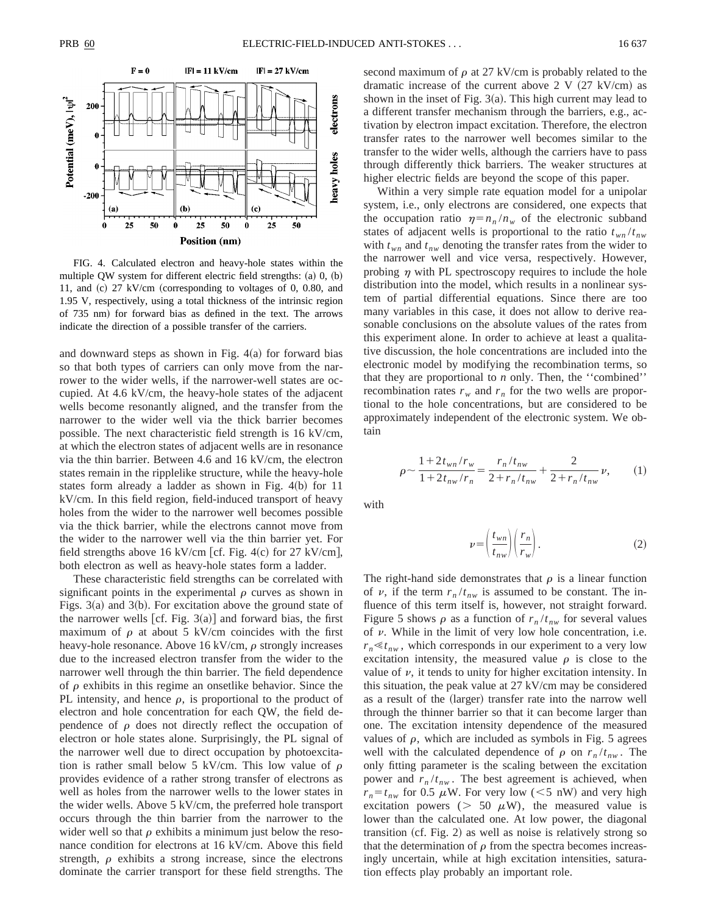FIG. 4. Calculated electron and heavy-hole states within the multiple QW system for different electric field strengths: (a) 0, (b) 11, and (c) 27 kV/cm (corresponding to voltages of 0, 0.80, and 1.95 V, respectively, using a total thickness of the intrinsic region of 735 nm) for forward bias as defined in the text. The arrows indicate the direction of a possible transfer of the carriers.

and downward steps as shown in Fig. 4(a) for forward bias so that both types of carriers can only move from the narrower to the wider wells, if the narrower-well states are occupied. At 4.6 kV/cm, the heavy-hole states of the adjacent wells become resonantly aligned, and the transfer from the narrower to the wider well via the thick barrier becomes possible. The next characteristic field strength is 16 kV/cm, at which the electron states of adjacent wells are in resonance via the thin barrier. Between 4.6 and 16 kV/cm, the electron states remain in the ripplelike structure, while the heavy-hole states form already a ladder as shown in Fig. 4(b) for 11 kV/cm. In this field region, field-induced transport of heavy holes from the wider to the narrower well becomes possible via the thick barrier, while the electrons cannot move from the wider to the narrower well via the thin barrier yet. For field strengths above 16 kV/cm [cf. Fig. 4(c) for 27 kV/cm], both electron as well as heavy-hole states form a ladder.

These characteristic field strengths can be correlated with significant points in the experimental $\rho$ curves as shown in Figs. 3(a) and 3(b). For excitation above the ground state of the narrower wells [cf. Fig. 3(a)] and forward bias, the first maximum of $\rho$ at about 5 kV/cm coincides with the first heavy-hole resonance. Above 16 kV/cm, $\rho$ strongly increases due to the increased electron transfer from the wider to the narrower well through the thin barrier. The field dependence of $\rho$ exhibits in this regime an onsetlike behavior. Since the PL intensity, and hence $\rho$, is proportional to the product of electron and hole concentration for each QW, the field dependence of $\rho$ does not directly reflect the occupation of electron or hole states alone. Surprisingly, the PL signal of the narrower well due to direct occupation by photoexcitation is rather small below 5 kV/cm. This low value of $\rho$ provides evidence of a rather strong transfer of electrons as well as holes from the narrower wells to the lower states in the wider wells. Above 5 kV/cm, the preferred hole transport occurs through the thin barrier from the narrower to the wider well so that $\rho$ exhibits a minimum just below the resonance condition for electrons at 16 kV/cm. Above this field strength, $\rho$ exhibits a strong increase, since the electrons dominate the carrier transport for these field strengths. The second maximum of $\rho$ at 27 kV/cm is probably related to the dramatic increase of the current above 2 V (27 kV/cm) as shown in the inset of Fig. 3(a). This high current may lead to a different transfer mechanism through the barriers, e.g., activation by electron impact excitation. Therefore, the electron transfer rates to the narrower well becomes similar to the transfer to the wider wells, although the carriers have to pass through differently thick barriers. The weaker structures at higher electric fields are beyond the scope of this paper.

Within a very simple rate equation model for a unipolar system, i.e., only electrons are considered, one expects that the occupation ratio $\eta = n_n/n_w$ of the electronic subband states of adjacent wells is proportional to the ratio $t_{wn}/t_{nw}$ with $t_{wn}$ and $t_{nw}$ denoting the transfer rates from the wider to the narrower well and vice versa, respectively. However, probing $\eta$ with PL spectroscopy requires to include the hole distribution into the model, which results in a nonlinear system of partial differential equations. Since there are too many variables in this case, it does not allow to derive reasonable conclusions on the absolute values of the rates from this experiment alone. In order to achieve at least a qualitative discussion, the hole concentrations are included into the electronic model by modifying the recombination terms, so that they are proportional to $n$ only. Then, the ''combined'' recombination rates $r_w$ and $r_n$ for the two wells are proportional to the hole concentrations, but are considered to be approximately independent of the electronic system. We obtain

$$\rho \sim \frac{1+2t_{wn}/r_w}{1+2t_{nw}/r_n} = \frac{r_n/t_{nw}}{2+r_n/t_{nw}} + \frac{2}{2+r_n/t_{nw}}\nu, \tag{1}$$

with

$$\nu = \left(\frac{t_{wn}}{t_{nw}}\right)\left(\frac{r_n}{r_w}\right). \tag{2}$$

The right-hand side demonstrates that $\rho$ is a linear function of $\nu$, if the term $r_n/t_{nw}$ is assumed to be constant. The influence of this term itself is, however, not straight forward. Figure 5 shows $\rho$ as a function of $r_n/t_{nw}$ for several values of $\nu$. While in the limit of very low hole concentration, i.e. $r_n \ll t_{nw}$, which corresponds in our experiment to a very low excitation intensity, the measured value $\rho$ is close to the value of $\nu$, it tends to unity for higher excitation intensity. In this situation, the peak value at 27 kV/cm may be considered as a result of the (larger) transfer rate into the narrow well through the thinner barrier so that it can become larger than one. The excitation intensity dependence of the measured values of $\rho$, which are included as symbols in Fig. 5 agrees well with the calculated dependence of $\rho$ on $r_n/t_{nw}$. The only fitting parameter is the scaling between the excitation power and $r_n/t_{nw}$. The best agreement is achieved, when $r_n = t_{nw}$ for 0.5 $\mu$W. For very low ($<5$ nW) and very high excitation powers ($>$ 50 $\mu$W), the measured value is lower than the calculated one. At low power, the diagonal transition (cf. Fig. 2) as well as noise is relatively strong so that the determination of $\rho$ from the spectra becomes increasingly uncertain, while at high excitation intensities, saturation effects play probably an important role.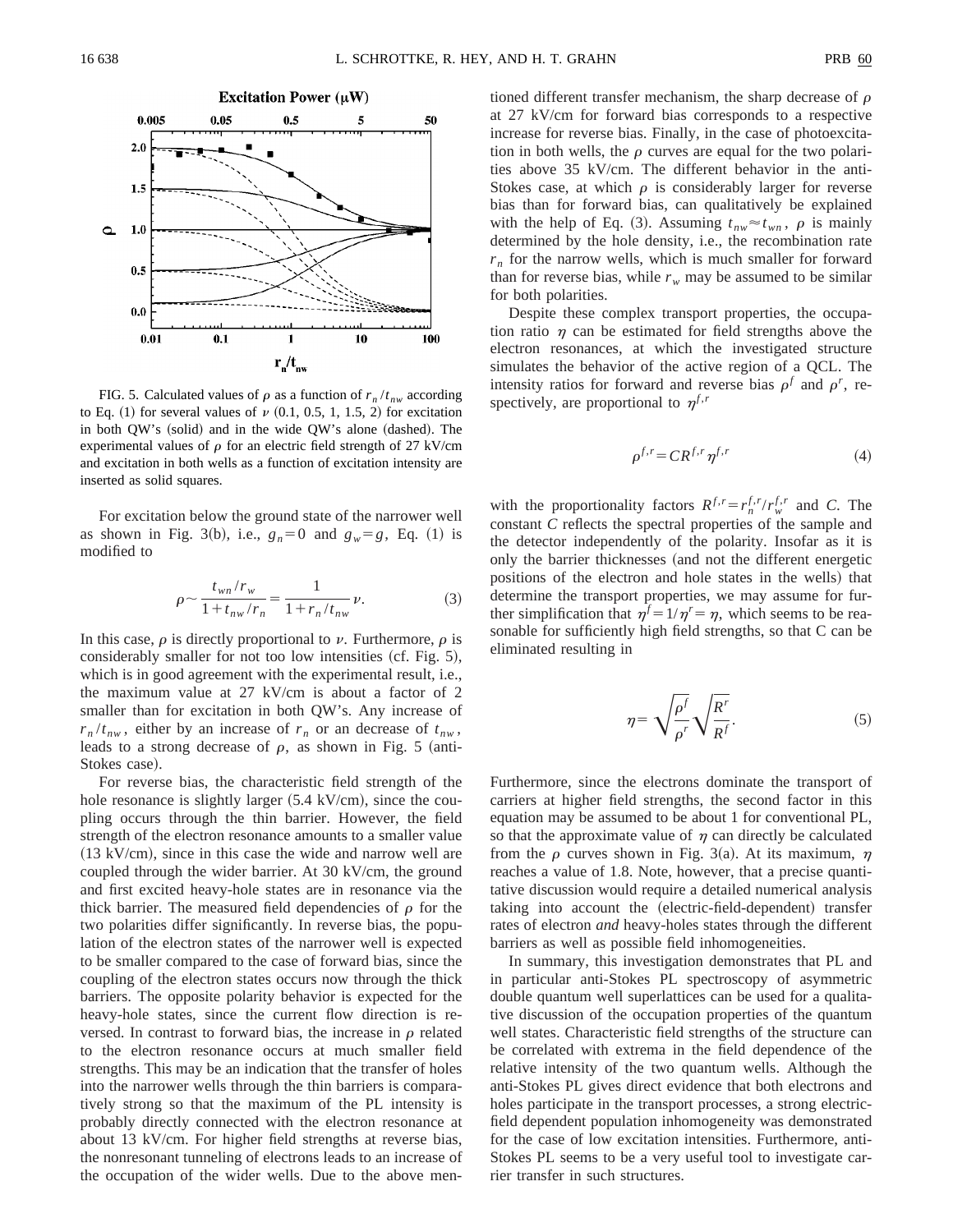FIG. 5. Calculated values of $\rho$ as a function of $r_n/t_{nw}$ according to Eq. (1) for several values of $\nu$ (0.1, 0.5, 1, 1.5, 2) for excitation in both QW's (solid) and in the wide QW's alone (dashed). The experimental values of $\rho$ for an electric field strength of 27 kV/cm and excitation in both wells as a function of excitation intensity are inserted as solid squares.

For excitation below the ground state of the narrower well as shown in Fig. 3(b), i.e., $g_n=0$ and $g_w=g$, Eq. (1) is modified to

$$\rho \sim \frac{t_{wn}/r_w}{1+t_{nw}/r_n} = \frac{1}{1+r_n/t_{nw}}\nu. \tag{3}$$

In this case, $\rho$ is directly proportional to $\nu$. Furthermore, $\rho$ is considerably smaller for not too low intensities (cf. Fig. 5), which is in good agreement with the experimental result, i.e., the maximum value at 27 kV/cm is about a factor of 2 smaller than for excitation in both QW's. Any increase of $r_n/t_{nw}$, either by an increase of $r_n$ or an decrease of $t_{nw}$, leads to a strong decrease of $\rho$, as shown in Fig. 5 (anti-Stokes case).

For reverse bias, the characteristic field strength of the hole resonance is slightly larger (5.4 kV/cm), since the coupling occurs through the thin barrier. However, the field strength of the electron resonance amounts to a smaller value (13 kV/cm), since in this case the wide and narrow well are coupled through the wider barrier. At 30 kV/cm, the ground and first excited heavy-hole states are in resonance via the thick barrier. The measured field dependencies of $\rho$ for the two polarities differ significantly. In reverse bias, the population of the electron states of the narrower well is expected to be smaller compared to the case of forward bias, since the coupling of the electron states occurs now through the thick barriers. The opposite polarity behavior is expected for the heavy-hole states, since the current flow direction is reversed. In contrast to forward bias, the increase in $\rho$ related to the electron resonance occurs at much smaller field strengths. This may be an indication that the transfer of holes into the narrower wells through the thin barriers is comparatively strong so that the maximum of the PL intensity is probably directly connected with the electron resonance at about 13 kV/cm. For higher field strengths at reverse bias, the nonresonant tunneling of electrons leads to an increase of the occupation of the wider wells. Due to the above mentioned different transfer mechanism, the sharp decrease of $\rho$ at 27 kV/cm for forward bias corresponds to a respective increase for reverse bias. Finally, in the case of photoexcitation in both wells, the $\rho$ curves are equal for the two polarities above 35 kV/cm. The different behavior in the anti-Stokes case, at which $\rho$ is considerably larger for reverse bias than for forward bias, can qualitatively be explained with the help of Eq. (3). Assuming $t_{nw} \approx t_{wn}$, $\rho$ is mainly determined by the hole density, i.e., the recombination rate $r_n$ for the narrow wells, which is much smaller for forward than for reverse bias, while $r_w$ may be assumed to be similar for both polarities.

Despite these complex transport properties, the occupation ratio $\eta$ can be estimated for field strengths above the electron resonances, at which the investigated structure simulates the behavior of the active region of a QCL. The intensity ratios for forward and reverse bias $\rho^f$ and $\rho^r$, respectively, are proportional to $\eta^{f,r}$

$$\rho^{f,r} = CR^{f,r}\eta^{f,r} \tag{4}$$

with the proportionality factors $R^{f,r} = r_n^{f,r}/r_w^{f,r}$ and $C$. The constant $C$ reflects the spectral properties of the sample and the detector independently of the polarity. Insofar as it is only the barrier thicknesses (and not the different energetic positions of the electron and hole states in the wells) that determine the transport properties, we may assume for further simplification that $\eta^f = 1/\eta^r = \eta$, which seems to be reasonable for sufficiently high field strengths, so that C can be eliminated resulting in

$$\eta = \sqrt{\frac{\rho^f}{\rho^r}}\sqrt{\frac{R^r}{R^f}}. \tag{5}$$

Furthermore, since the electrons dominate the transport of carriers at higher field strengths, the second factor in this equation may be assumed to be about 1 for conventional PL, so that the approximate value of $\eta$ can directly be calculated from the $\rho$ curves shown in Fig. 3(a). At its maximum, $\eta$ reaches a value of 1.8. Note, however, that a precise quantitative discussion would require a detailed numerical analysis taking into account the (electric-field-dependent) transfer rates of electron *and* heavy-holes states through the different barriers as well as possible field inhomogeneities.

In summary, this investigation demonstrates that PL and in particular anti-Stokes PL spectroscopy of asymmetric double quantum well superlattices can be used for a qualitative discussion of the occupation properties of the quantum well states. Characteristic field strengths of the structure can be correlated with extrema in the field dependence of the relative intensity of the two quantum wells. Although the anti-Stokes PL gives direct evidence that both electrons and holes participate in the transport processes, a strong electric-field dependent population inhomogeneity was demonstrated for the case of low excitation intensities. Furthermore, anti-Stokes PL seems to be a very useful tool to investigate carrier transfer in such structures.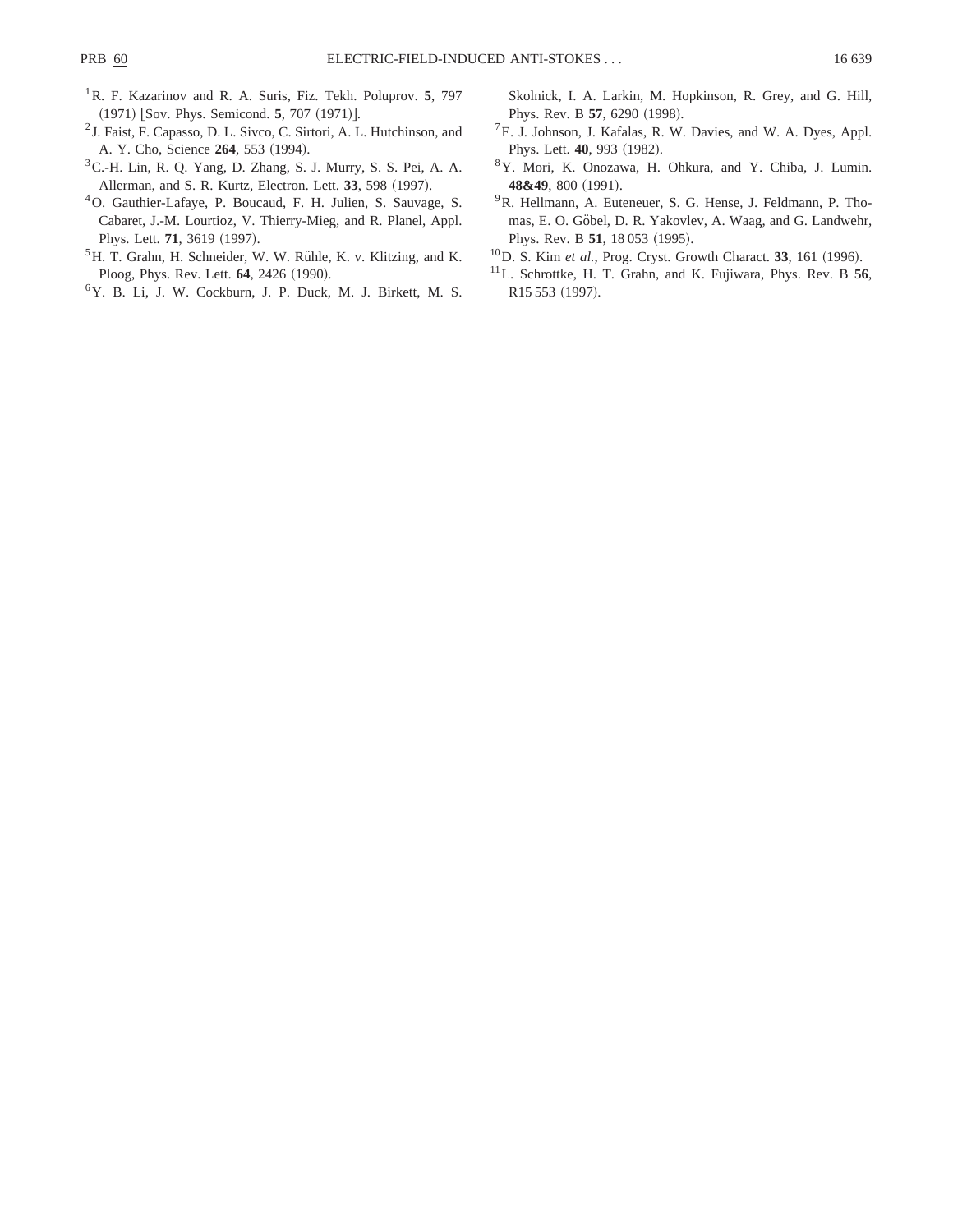[1] R. F. Kazarinov and R. A. Suris, Fiz. Tekh. Poluprov. **5**, 797 (1971) [Sov. Phys. Semicond. **5**, 707 (1971)].

[2] J. Faist, F. Capasso, D. L. Sivco, C. Sirtori, A. L. Hutchinson, and A. Y. Cho, Science **264**, 553 (1994).

[3] C.-H. Lin, R. Q. Yang, D. Zhang, S. J. Murry, S. S. Pei, A. A. Allerman, and S. R. Kurtz, Electron. Lett. **33**, 598 (1997).

[4] O. Gauthier-Lafaye, P. Boucaud, F. H. Julien, S. Sauvage, S. Cabaret, J.-M. Lourtioz, V. Thierry-Mieg, and R. Planel, Appl. Phys. Lett. **71**, 3619 (1997).

[5] H. T. Grahn, H. Schneider, W. W. Rühle, K. v. Klitzing, and K. Ploog, Phys. Rev. Lett. **64**, 2426 (1990).

[6] Y. B. Li, J. W. Cockburn, J. P. Duck, M. J. Birkett, M. S. Skolnick, I. A. Larkin, M. Hopkinson, R. Grey, and G. Hill, Phys. Rev. B **57**, 6290 (1998).

[7] E. J. Johnson, J. Kafalas, R. W. Davies, and W. A. Dyes, Appl. Phys. Lett. **40**, 993 (1982).

[8] Y. Mori, K. Onozawa, H. Ohkura, and Y. Chiba, J. Lumin. **48&49**, 800 (1991).

[9] R. Hellmann, A. Euteneuer, S. G. Hense, J. Feldmann, P. Thomas, E. O. Göbel, D. R. Yakovlev, A. Waag, and G. Landwehr, Phys. Rev. B **51**, 18 053 (1995).

[10] D. S. Kim *et al.*, Prog. Cryst. Growth Charact. **33**, 161 (1996).

[11] L. Schrottke, H. T. Grahn, and K. Fujiwara, Phys. Rev. B **56**, R15 553 (1997).